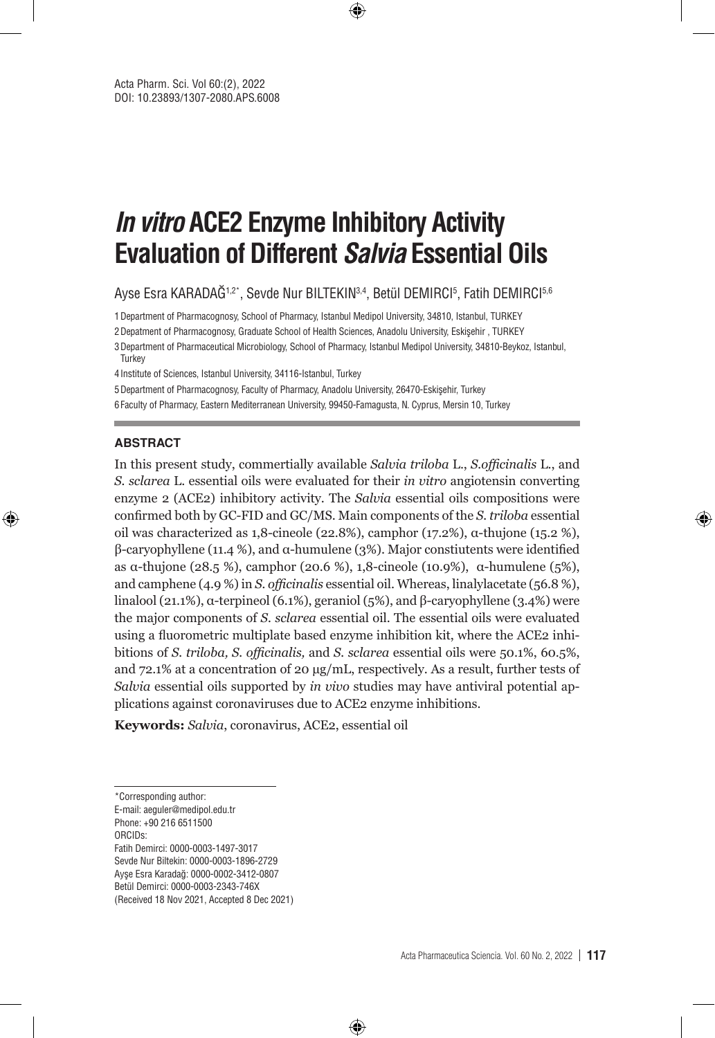# *In vitro* ACE2 Enzyme Inhibitory Activity Evaluation of Different *Salvia* Essential Oils

Ayse Esra KARADAĞ[1,2*], Sevde Nur BILTEKIN[3,4], Betül DEMIRCI[5], Fatih DEMIRCI[5,6]

1 Department of Pharmacognosy, School of Pharmacy, Istanbul Medipol University, 34810, Istanbul, TURKEY

2 Depatment of Pharmacognosy, Graduate School of Health Sciences, Anadolu University, Eskişehir , TURKEY

3 Department of Pharmaceutical Microbiology, School of Pharmacy, Istanbul Medipol University, 34810-Beykoz, Istanbul, Turkey

4 Institute of Sciences, Istanbul University, 34116-Istanbul, Turkey

5 Department of Pharmacognosy, Faculty of Pharmacy, Anadolu University, 26470-Eskişehir, Turkey

6 Faculty of Pharmacy, Eastern Mediterranean University, 99450-Famagusta, N. Cyprus, Mersin 10, Turkey

## ABSTRACT

In this present study, commertially available *Salvia triloba* L., *S.officinalis* L., and *S. sclarea* L. essential oils were evaluated for their *in vitro* angiotensin converting enzyme 2 (ACE2) inhibitory activity. The *Salvia* essential oils compositions were confirmed both by GC-FID and GC/MS. Main components of the *S. triloba* essential oil was characterized as 1,8-cineole (22.8%), camphor (17.2%), α-thujone (15.2 %), β-caryophyllene (11.4 %), and α-humulene (3%). Major constiutents were identified as α-thujone (28.5 %), camphor (20.6 %), 1,8-cineole (10.9%), α-humulene (5%), and camphene (4.9 %) in *S. officinalis* essential oil. Whereas, linalylacetate (56.8 %), linalool (21.1%), α-terpineol (6.1%), geraniol (5%), and β-caryophyllene (3.4%) were the major components of *S. sclarea* essential oil. The essential oils were evaluated using a fluorometric multiplate based enzyme inhibition kit, where the ACE2 inhibitions of *S. triloba, S. officinalis,* and *S. sclarea* essential oils were 50.1%, 60.5%, and 72.1% at a concentration of 20 μg/mL, respectively. As a result, further tests of *Salvia* essential oils supported by *in vivo* studies may have antiviral potential applications against coronaviruses due to ACE2 enzyme inhibitions.

**Keywords:** *Salvia*, coronavirus, ACE2, essential oil

---

*Corresponding author:
E-mail: aeguler@medipol.edu.tr
Phone: +90 216 6511500
ORCIDs:
Fatih Demirci: 0000-0003-1497-3017
Sevde Nur Biltekin: 0000-0003-1896-2729
Ayşe Esra Karadağ: 0000-0002-3412-0807
Betül Demirci: 0000-0003-2343-746X
(Received 18 Nov 2021, Accepted 8 Dec 2021)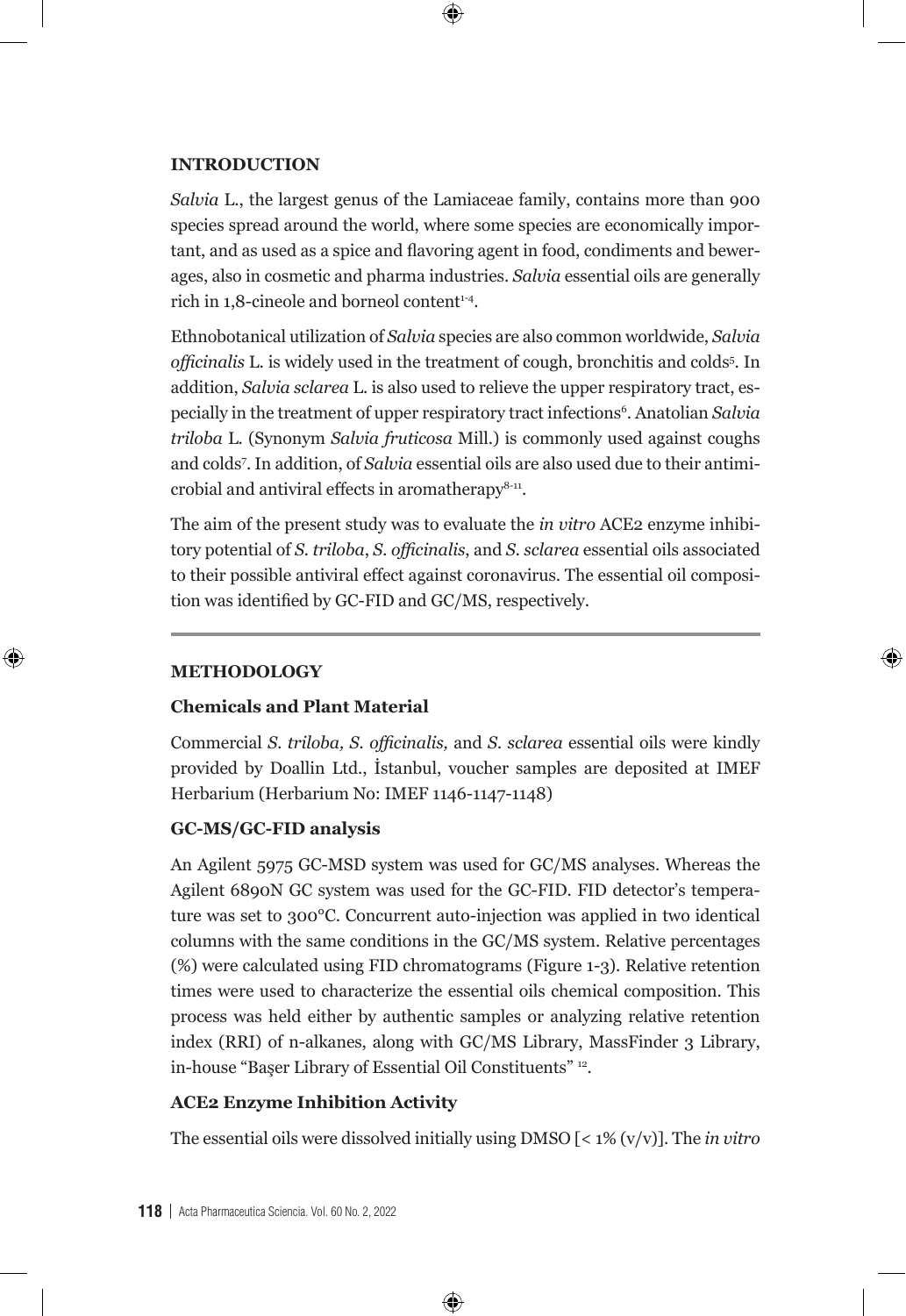## INTRODUCTION

*Salvia* L., the largest genus of the Lamiaceae family, contains more than 900 species spread around the world, where some species are economically important, and as used as a spice and flavoring agent in food, condiments and bewerages, also in cosmetic and pharma industries. *Salvia* essential oils are generally rich in 1,8-cineole and borneol content[1-4].

Ethnobotanical utilization of *Salvia* species are also common worldwide, *Salvia officinalis* L. is widely used in the treatment of cough, bronchitis and colds[5]. In addition, *Salvia sclarea* L. is also used to relieve the upper respiratory tract, especially in the treatment of upper respiratory tract infections[6]. Anatolian *Salvia triloba* L. (Synonym *Salvia fruticosa* Mill.) is commonly used against coughs and colds[7]. In addition, of *Salvia* essential oils are also used due to their antimicrobial and antiviral effects in aromatherapy[8-11].

The aim of the present study was to evaluate the *in vitro* ACE2 enzyme inhibitory potential of *S. triloba*, *S. officinalis*, and *S. sclarea* essential oils associated to their possible antiviral effect against coronavirus. The essential oil composition was identified by GC-FID and GC/MS, respectively.

## METHODOLOGY

### Chemicals and Plant Material

Commercial *S. triloba, S. officinalis,* and *S. sclarea* essential oils were kindly provided by Doallin Ltd., İstanbul, voucher samples are deposited at IMEF Herbarium (Herbarium No: IMEF 1146-1147-1148)

### GC-MS/GC-FID analysis

An Agilent 5975 GC-MSD system was used for GC/MS analyses. Whereas the Agilent 6890N GC system was used for the GC-FID. FID detector's temperature was set to 300°C. Concurrent auto-injection was applied in two identical columns with the same conditions in the GC/MS system. Relative percentages (%) were calculated using FID chromatograms (Figure 1-3). Relative retention times were used to characterize the essential oils chemical composition. This process was held either by authentic samples or analyzing relative retention index (RRI) of n-alkanes, along with GC/MS Library, MassFinder 3 Library, in-house "Başer Library of Essential Oil Constituents" [12].

### ACE2 Enzyme Inhibition Activity

The essential oils were dissolved initially using DMSO [< 1% (v/v)]. The *in vitro*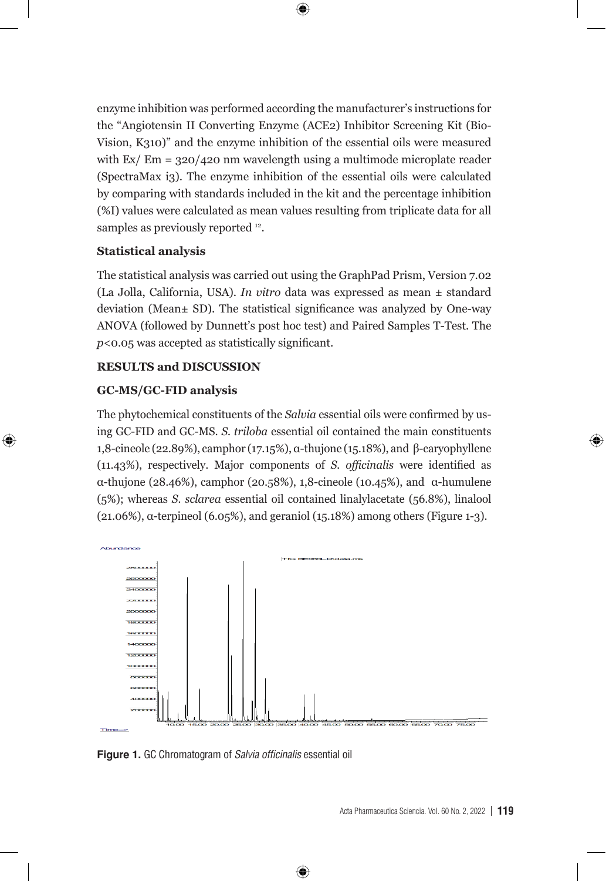enzyme inhibition was performed according the manufacturer's instructions for the "Angiotensin II Converting Enzyme (ACE2) Inhibitor Screening Kit (Bio-Vision, K310)" and the enzyme inhibition of the essential oils were measured with Ex/ Em = 320/420 nm wavelength using a multimode microplate reader (SpectraMax i3). The enzyme inhibition of the essential oils were calculated by comparing with standards included in the kit and the percentage inhibition (%I) values were calculated as mean values resulting from triplicate data for all samples as previously reported [12].

### Statistical analysis

The statistical analysis was carried out using the GraphPad Prism, Version 7.02 (La Jolla, California, USA). *In vitro* data was expressed as mean ± standard deviation (Mean± SD). The statistical significance was analyzed by One-way ANOVA (followed by Dunnett's post hoc test) and Paired Samples T-Test. The $p<0.05$ was accepted as statistically significant.

## RESULTS and DISCUSSION

### GC-MS/GC-FID analysis

The phytochemical constituents of the *Salvia* essential oils were confirmed by using GC-FID and GC-MS. *S. triloba* essential oil contained the main constituents 1,8-cineole (22.89%), camphor (17.15%), α-thujone (15.18%), and β-caryophyllene (11.43%), respectively. Major components of *S. officinalis* were identified as α-thujone (28.46%), camphor (20.58%), 1,8-cineole (10.45%), and α-humulene (5%); whereas *S. sclarea* essential oil contained linalylacetate (56.8%), linalool (21.06%), α-terpineol (6.05%), and geraniol (15.18%) among others (Figure 1-3).

**Figure 1.** GC Chromatogram of *Salvia officinalis* essential oil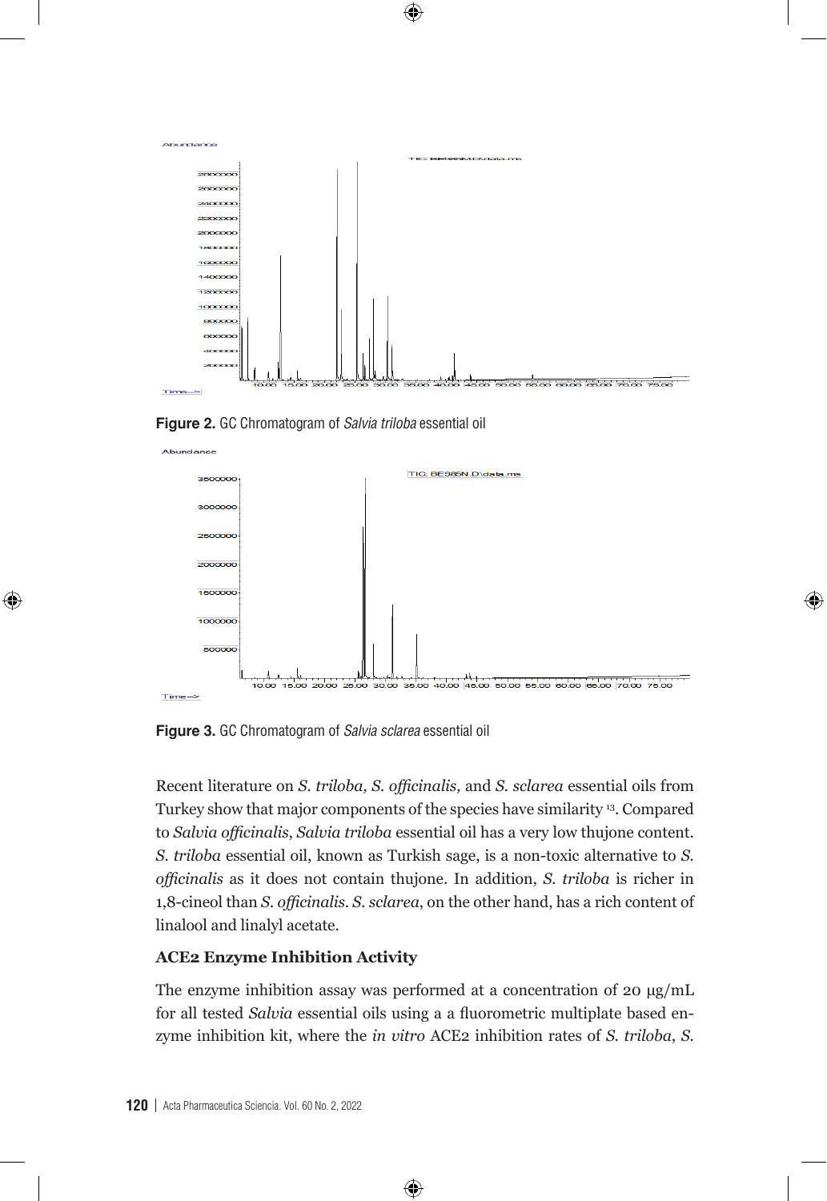Figure 2. GC Chromatogram of *Salvia triloba* essential oil

Figure 3. GC Chromatogram of *Salvia sclarea* essential oil

Recent literature on *S. triloba, S. officinalis,* and *S. sclarea* essential oils from Turkey show that major components of the species have similarity [13]. Compared to *Salvia officinalis*, *Salvia triloba* essential oil has a very low thujone content. *S. triloba* essential oil, known as Turkish sage, is a non-toxic alternative to *S. officinalis* as it does not contain thujone. In addition, *S. triloba* is richer in 1,8-cineol than *S. officinalis*. *S. sclarea*, on the other hand, has a rich content of linalool and linalyl acetate.

**ACE2 Enzyme Inhibition Activity**

The enzyme inhibition assay was performed at a concentration of 20 μg/mL for all tested *Salvia* essential oils using a a fluorometric multiplate based enzyme inhibition kit, where the *in vitro* ACE2 inhibition rates of *S. triloba*, *S.*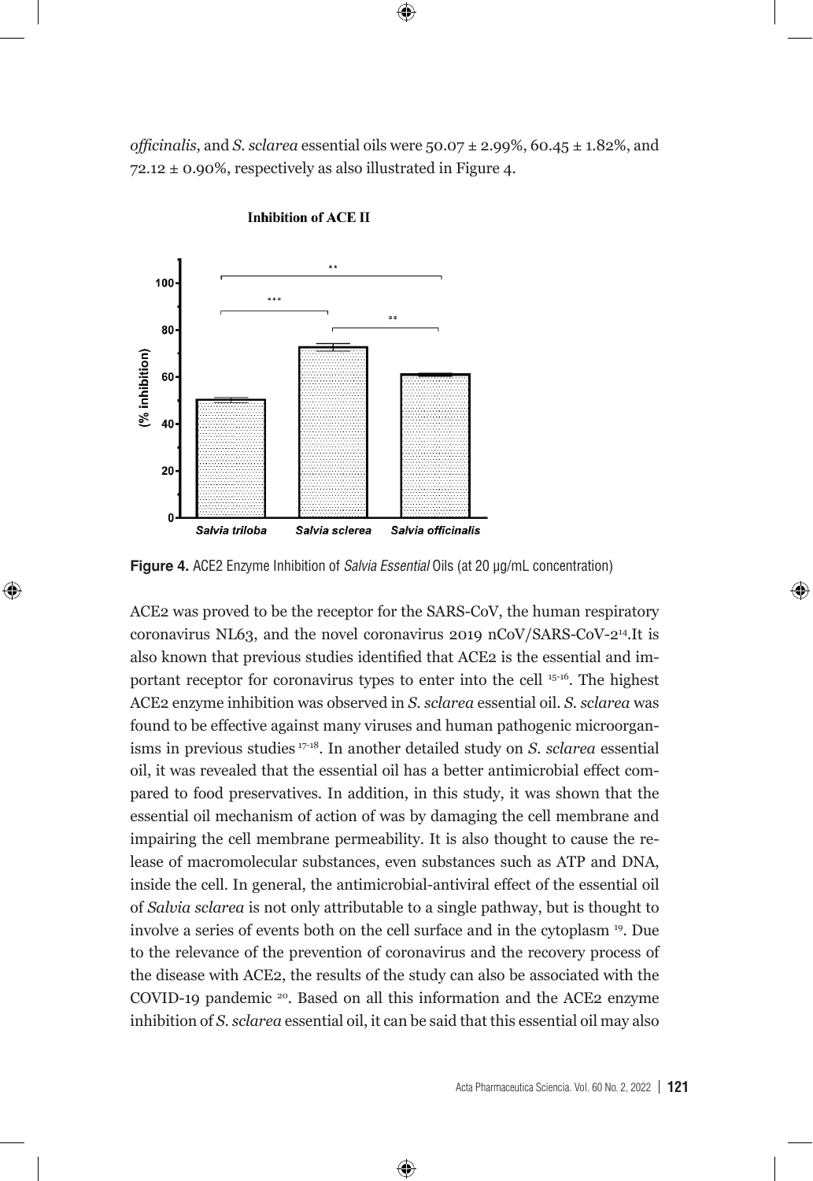*officinalis*, and *S. sclarea* essential oils were 50.07 ± 2.99%, 60.45 ± 1.82%, and 72.12 ± 0.90%, respectively as also illustrated in Figure 4.

**Figure 4.** ACE2 Enzyme Inhibition of *Salvia Essential* Oils (at 20 µg/mL concentration)

ACE2 was proved to be the receptor for the SARS-CoV, the human respiratory coronavirus NL63, and the novel coronavirus 2019 nCoV/SARS-CoV-2[14].It is also known that previous studies identified that ACE2 is the essential and important receptor for coronavirus types to enter into the cell [15-16]. The highest ACE2 enzyme inhibition was observed in *S. sclarea* essential oil. *S. sclarea* was found to be effective against many viruses and human pathogenic microorganisms in previous studies [17-18]. In another detailed study on *S. sclarea* essential oil, it was revealed that the essential oil has a better antimicrobial effect compared to food preservatives. In addition, in this study, it was shown that the essential oil mechanism of action of was by damaging the cell membrane and impairing the cell membrane permeability. It is also thought to cause the release of macromolecular substances, even substances such as ATP and DNA, inside the cell. In general, the antimicrobial-antiviral effect of the essential oil of *Salvia sclarea* is not only attributable to a single pathway, but is thought to involve a series of events both on the cell surface and in the cytoplasm [19]. Due to the relevance of the prevention of coronavirus and the recovery process of the disease with ACE2, the results of the study can also be associated with the COVID-19 pandemic [20]. Based on all this information and the ACE2 enzyme inhibition of *S. sclarea* essential oil, it can be said that this essential oil may also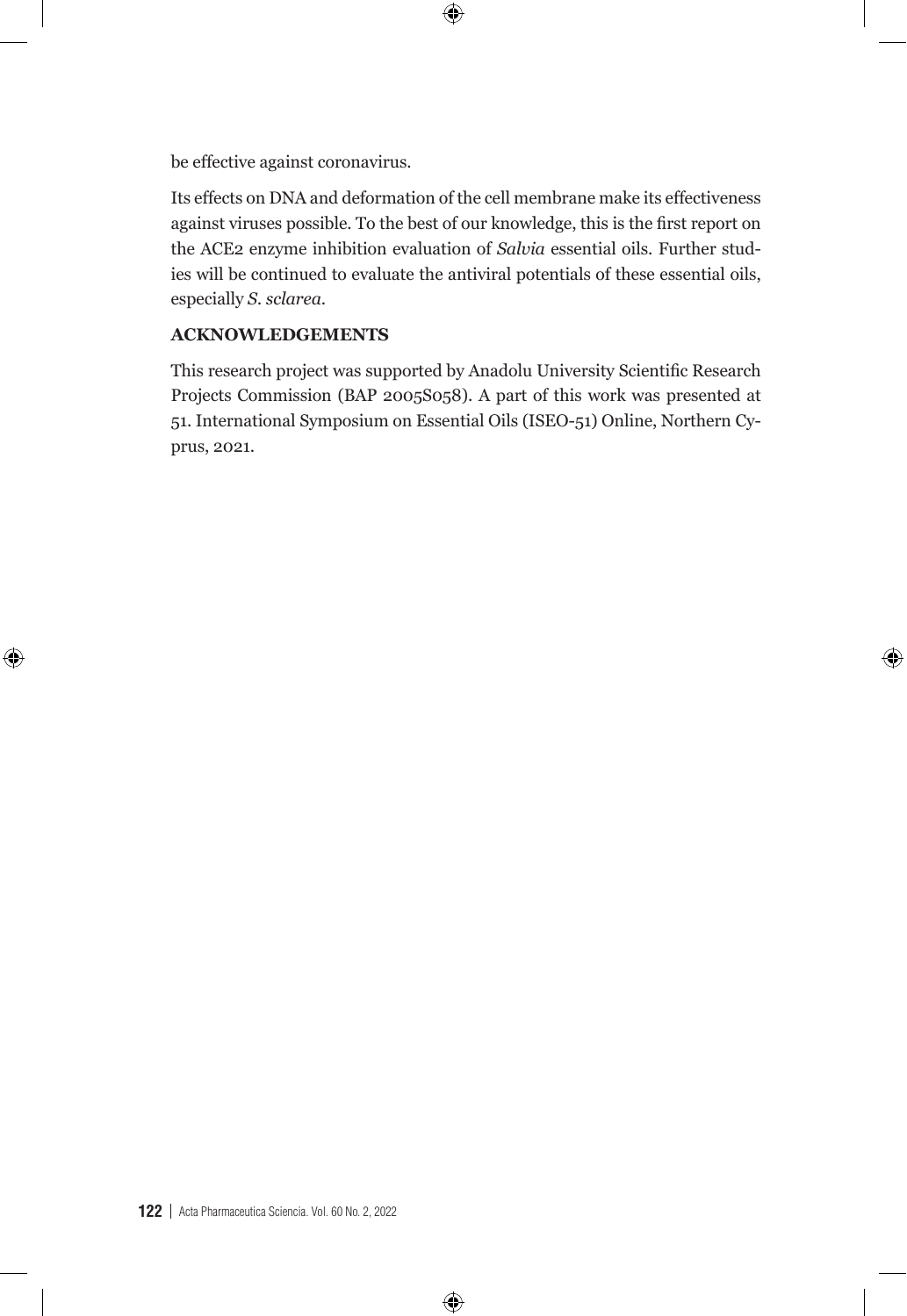be effective against coronavirus.

Its effects on DNA and deformation of the cell membrane make its effectiveness against viruses possible. To the best of our knowledge, this is the first report on the ACE2 enzyme inhibition evaluation of *Salvia* essential oils. Further studies will be continued to evaluate the antiviral potentials of these essential oils, especially *S. sclarea*.

## ACKNOWLEDGEMENTS

This research project was supported by Anadolu University Scientific Research Projects Commission (BAP 2005S058). A part of this work was presented at 51. International Symposium on Essential Oils (ISEO-51) Online, Northern Cyprus, 2021.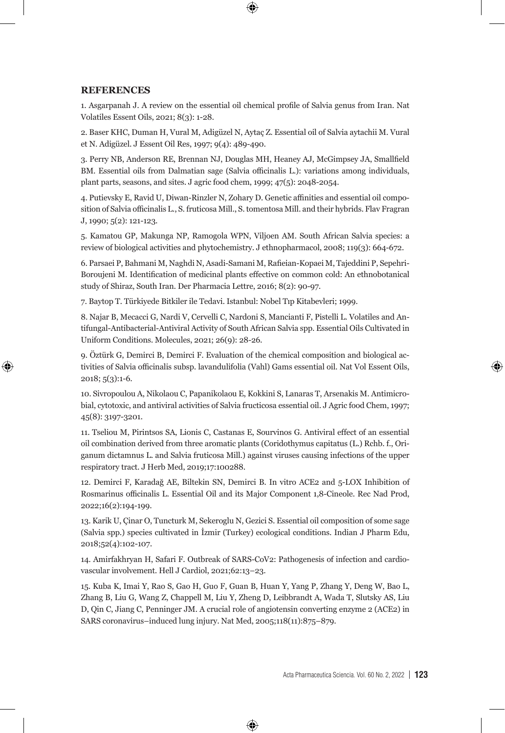## REFERENCES

1. Asgarpanah J. A review on the essential oil chemical profile of Salvia genus from Iran. Nat Volatiles Essent Oils, 2021; 8(3): 1-28.

2. Baser KHC, Duman H, Vural M, Adigüzel N, Aytaç Z. Essential oil of Salvia aytachii M. Vural et N. Adigüzel. J Essent Oil Res, 1997; 9(4): 489-490.

3. Perry NB, Anderson RE, Brennan NJ, Douglas MH, Heaney AJ, McGimpsey JA, Smallfield BM. Essential oils from Dalmatian sage (Salvia officinalis L.): variations among individuals, plant parts, seasons, and sites. J agric food chem, 1999; 47(5): 2048-2054.

4. Putievsky E, Ravid U, Diwan-Rinzler N, Zohary D. Genetic affinities and essential oil composition of Salvia officinalis L., S. fruticosa Mill., S. tomentosa Mill. and their hybrids. Flav Fragran J, 1990; 5(2): 121-123.

5. Kamatou GP, Makunga NP, Ramogola WPN, Viljoen AM. South African Salvia species: a review of biological activities and phytochemistry. J ethnopharmacol, 2008; 119(3): 664-672.

6. Parsaei P, Bahmani M, Naghdi N, Asadi-Samani M, Rafieian-Kopaei M, Tajeddini P, Sepehri-Boroujeni M. Identification of medicinal plants effective on common cold: An ethnobotanical study of Shiraz, South Iran. Der Pharmacia Lettre, 2016; 8(2): 90-97.

7. Baytop T. Türkiyede Bitkiler ile Tedavi. Istanbul: Nobel Tıp Kitabevleri; 1999.

8. Najar B, Mecacci G, Nardi V, Cervelli C, Nardoni S, Mancianti F, Pistelli L. Volatiles and Antifungal-Antibacterial-Antiviral Activity of South African Salvia spp. Essential Oils Cultivated in Uniform Conditions. Molecules, 2021; 26(9): 28-26.

9. Öztürk G, Demirci B, Demirci F. Evaluation of the chemical composition and biological activities of Salvia officinalis subsp. lavandulifolia (Vahl) Gams essential oil. Nat Vol Essent Oils, 2018; 5(3):1-6.

10. Sivropoulou A, Nikolaou C, Papanikolaou E, Kokkini S, Lanaras T, Arsenakis M. Antimicrobial, cytotoxic, and antiviral activities of Salvia fructicosa essential oil. J Agric food Chem, 1997; 45(8): 3197-3201.

11. Tseliou M, Pirintsos SA, Lionis C, Castanas E, Sourvinos G. Antiviral effect of an essential oil combination derived from three aromatic plants (Coridothymus capitatus (L.) Rchb. f., Origanum dictamnus L. and Salvia fruticosa Mill.) against viruses causing infections of the upper respiratory tract. J Herb Med, 2019;17:100288.

12. Demirci F, Karadağ AE, Biltekin SN, Demirci B. In vitro ACE2 and 5-LOX Inhibition of Rosmarinus officinalis L. Essential Oil and its Major Component 1,8-Cineole. Rec Nad Prod, 2022;16(2):194-199.

13. Karik U, Çinar O, Tuncturk M, Sekeroglu N, Gezici S. Essential oil composition of some sage (Salvia spp.) species cultivated in İzmir (Turkey) ecological conditions. Indian J Pharm Edu, 2018;52(4):102-107.

14. Amirfakhryan H, Safari F. Outbreak of SARS-CoV2: Pathogenesis of infection and cardiovascular involvement. Hell J Cardiol, 2021;62:13–23.

15. Kuba K, Imai Y, Rao S, Gao H, Guo F, Guan B, Huan Y, Yang P, Zhang Y, Deng W, Bao L, Zhang B, Liu G, Wang Z, Chappell M, Liu Y, Zheng D, Leibbrandt A, Wada T, Slutsky AS, Liu D, Qin C, Jiang C, Penninger JM. A crucial role of angiotensin converting enzyme 2 (ACE2) in SARS coronavirus–induced lung injury. Nat Med, 2005;118(11):875–879.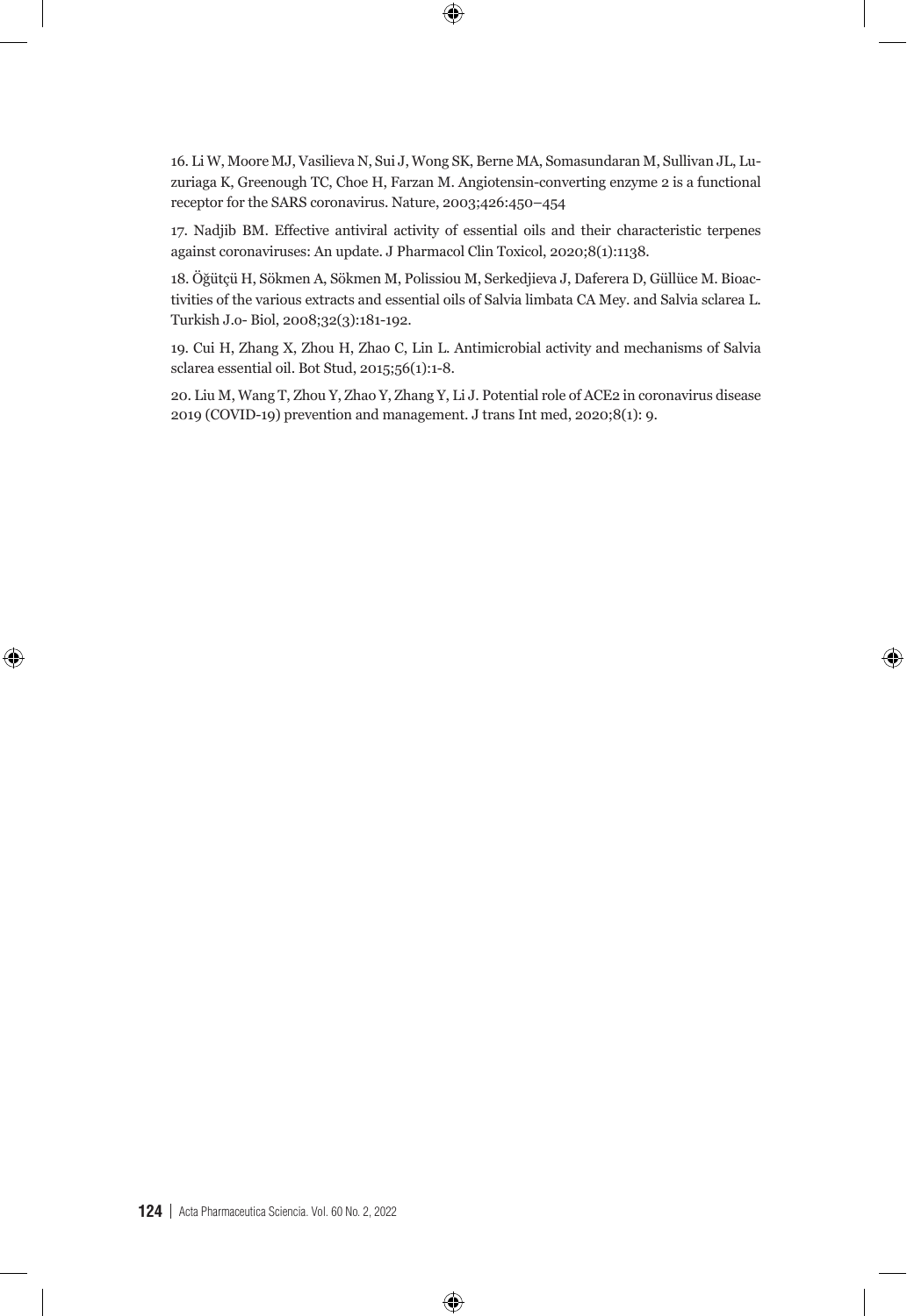16. Li W, Moore MJ, Vasilieva N, Sui J, Wong SK, Berne MA, Somasundaran M, Sullivan JL, Luzuriaga K, Greenough TC, Choe H, Farzan M. Angiotensin-converting enzyme 2 is a functional receptor for the SARS coronavirus. Nature, 2003;426:450–454

17. Nadjib BM. Effective antiviral activity of essential oils and their characteristic terpenes against coronaviruses: An update. J Pharmacol Clin Toxicol, 2020;8(1):1138.

18. Öğütçü H, Sökmen A, Sökmen M, Polissiou M, Serkedjieva J, Daferera D, Güllüce M. Bioactivities of the various extracts and essential oils of Salvia limbata CA Mey. and Salvia sclarea L. Turkish J.o- Biol, 2008;32(3):181-192.

19. Cui H, Zhang X, Zhou H, Zhao C, Lin L. Antimicrobial activity and mechanisms of Salvia sclarea essential oil. Bot Stud, 2015;56(1):1-8.

20. Liu M, Wang T, Zhou Y, Zhao Y, Zhang Y, Li J. Potential role of ACE2 in coronavirus disease 2019 (COVID-19) prevention and management. J trans Int med, 2020;8(1): 9.